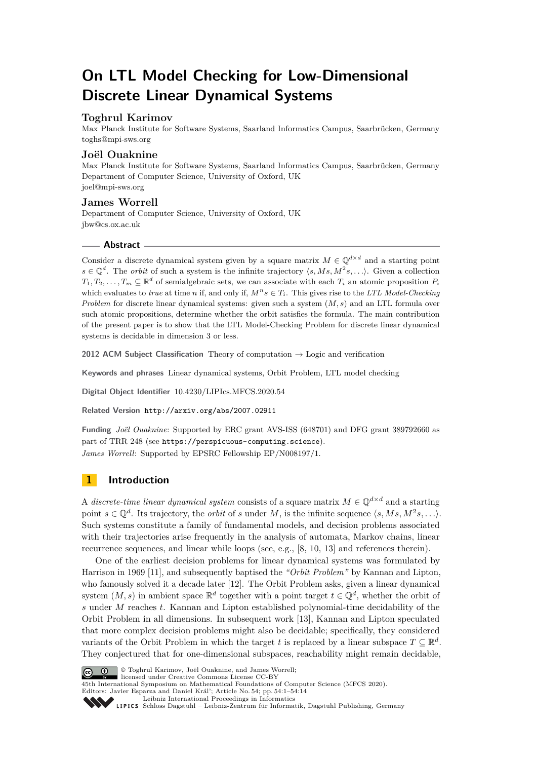# On LTL Model Checking for Low-Dimensional Discrete Linear Dynamical Systems

**Toghrul Karimov**
Max Planck Institute for Software Systems, Saarland Informatics Campus, Saarbrücken, Germany
toghs@mpi-sws.org

**Joël Ouaknine**
Max Planck Institute for Software Systems, Saarland Informatics Campus, Saarbrücken, Germany
Department of Computer Science, University of Oxford, UK
joel@mpi-sws.org

**James Worrell**
Department of Computer Science, University of Oxford, UK
jbw@cs.ox.ac.uk

## Abstract

Consider a discrete dynamical system given by a square matrix $M \in \mathbb{Q}^{d\times d}$ and a starting point $s \in \mathbb{Q}^d$. The *orbit* of such a system is the infinite trajectory $\langle s, Ms, M^2s, \ldots\rangle$. Given a collection $T_1, T_2, \ldots, T_m \subseteq \mathbb{R}^d$ of semialgebraic sets, we can associate with each $T_i$ an atomic proposition $P_i$ which evaluates to *true* at time $n$ if, and only if, $M^n s \in T_i$. This gives rise to the *LTL Model-Checking Problem* for discrete linear dynamical systems: given such a system $(M, s)$ and an LTL formula over such atomic propositions, determine whether the orbit satisfies the formula. The main contribution of the present paper is to show that the LTL Model-Checking Problem for discrete linear dynamical systems is decidable in dimension 3 or less.

**2012 ACM Subject Classification** Theory of computation → Logic and verification

**Keywords and phrases** Linear dynamical systems, Orbit Problem, LTL model checking

**Digital Object Identifier** 10.4230/LIPIcs.MFCS.2020.54

**Related Version** http://arxiv.org/abs/2007.02911

**Funding** *Joël Ouaknine*: Supported by ERC grant AVS-ISS (648701) and DFG grant 389792660 as part of TRR 248 (see https://perspicuous-computing.science).
*James Worrell*: Supported by EPSRC Fellowship EP/N008197/1.

## 1 Introduction

A *discrete-time linear dynamical system* consists of a square matrix $M \in \mathbb{Q}^{d\times d}$ and a starting point $s \in \mathbb{Q}^d$. Its trajectory, the *orbit* of $s$ under $M$, is the infinite sequence $\langle s, Ms, M^2s, \ldots\rangle$. Such systems constitute a family of fundamental models, and decision problems associated with their trajectories arise frequently in the analysis of automata, Markov chains, linear recurrence sequences, and linear while loops (see, e.g., [8, 10, 13] and references therein).

One of the earliest decision problems for linear dynamical systems was formulated by Harrison in 1969 [11], and subsequently baptised the *"Orbit Problem"* by Kannan and Lipton, who famously solved it a decade later [12]. The Orbit Problem asks, given a linear dynamical system $(M, s)$ in ambient space $\mathbb{R}^d$ together with a point target $t \in \mathbb{Q}^d$, whether the orbit of $s$ under $M$ reaches $t$. Kannan and Lipton established polynomial-time decidability of the Orbit Problem in all dimensions. In subsequent work [13], Kannan and Lipton speculated that more complex decision problems might also be decidable; specifically, they considered variants of the Orbit Problem in which the target $t$ is replaced by a linear subspace $T \subseteq \mathbb{R}^d$. They conjectured that for one-dimensional subspaces, reachability might remain decidable,

© Toghrul Karimov, Joël Ouaknine, and James Worrell;
licensed under Creative Commons License CC-BY
45th International Symposium on Mathematical Foundations of Computer Science (MFCS 2020).
Editors: Javier Esparza and Daniel Král'; Article No. 54; pp. 54:1–54:14
Leibniz International Proceedings in Informatics
Schloss Dagstuhl – Leibniz-Zentrum für Informatik, Dagstuhl Publishing, Germany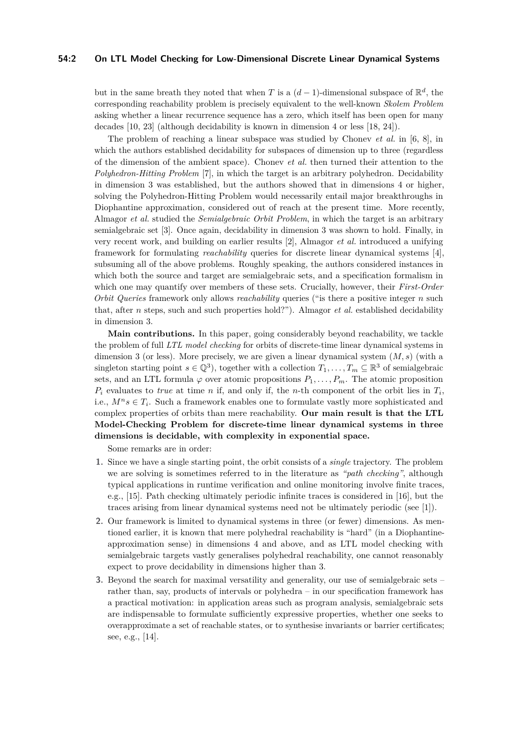but in the same breath they noted that when $T$ is a $(d-1)$-dimensional subspace of $\mathbb{R}^d$, the corresponding reachability problem is precisely equivalent to the well-known *Skolem Problem* asking whether a linear recurrence sequence has a zero, which itself has been open for many decades [10, 23] (although decidability is known in dimension 4 or less [18, 24]).

The problem of reaching a linear subspace was studied by Chonev *et al.* in [6, 8], in which the authors established decidability for subspaces of dimension up to three (regardless of the dimension of the ambient space). Chonev *et al.* then turned their attention to the *Polyhedron-Hitting Problem* [7], in which the target is an arbitrary polyhedron. Decidability in dimension 3 was established, but the authors showed that in dimensions 4 or higher, solving the Polyhedron-Hitting Problem would necessarily entail major breakthroughs in Diophantine approximation, considered out of reach at the present time. More recently, Almagor *et al.* studied the *Semialgebraic Orbit Problem*, in which the target is an arbitrary semialgebraic set [3]. Once again, decidability in dimension 3 was shown to hold. Finally, in very recent work, and building on earlier results [2], Almagor *et al.* introduced a unifying framework for formulating *reachability* queries for discrete linear dynamical systems [4], subsuming all of the above problems. Roughly speaking, the authors considered instances in which both the source and target are semialgebraic sets, and a specification formalism in which one may quantify over members of these sets. Crucially, however, their *First-Order Orbit Queries* framework only allows *reachability* queries ("is there a positive integer $n$ such that, after $n$ steps, such and such properties hold?"). Almagor *et al.* established decidability in dimension 3.

**Main contributions.** In this paper, going considerably beyond reachability, we tackle the problem of full *LTL model checking* for orbits of discrete-time linear dynamical systems in dimension 3 (or less). More precisely, we are given a linear dynamical system $(M, s)$ (with a singleton starting point $s \in \mathbb{Q}^3$), together with a collection $T_1, \ldots, T_m \subseteq \mathbb{R}^3$ of semialgebraic sets, and an LTL formula $\varphi$ over atomic propositions $P_1, \ldots, P_m$. The atomic proposition $P_i$ evaluates to *true* at time $n$ if, and only if, the $n$-th component of the orbit lies in $T_i$, i.e., $M^n s \in T_i$. Such a framework enables one to formulate vastly more sophisticated and complex properties of orbits than mere reachability. **Our main result is that the LTL Model-Checking Problem for discrete-time linear dynamical systems in three dimensions is decidable, with complexity in exponential space.**

Some remarks are in order:

1. Since we have a single starting point, the orbit consists of a *single* trajectory. The problem we are solving is sometimes referred to in the literature as *"path checking"*, although typical applications in runtime verification and online monitoring involve finite traces, e.g., [15]. Path checking ultimately periodic infinite traces is considered in [16], but the traces arising from linear dynamical systems need not be ultimately periodic (see [1]).
2. Our framework is limited to dynamical systems in three (or fewer) dimensions. As mentioned earlier, it is known that mere polyhedral reachability is "hard" (in a Diophantine-approximation sense) in dimensions 4 and above, and as LTL model checking with semialgebraic targets vastly generalises polyhedral reachability, one cannot reasonably expect to prove decidability in dimensions higher than 3.
3. Beyond the search for maximal versatility and generality, our use of semialgebraic sets – rather than, say, products of intervals or polyhedra – in our specification framework has a practical motivation: in application areas such as program analysis, semialgebraic sets are indispensable to formulate sufficiently expressive properties, whether one seeks to overapproximate a set of reachable states, or to synthesise invariants or barrier certificates; see, e.g., [14].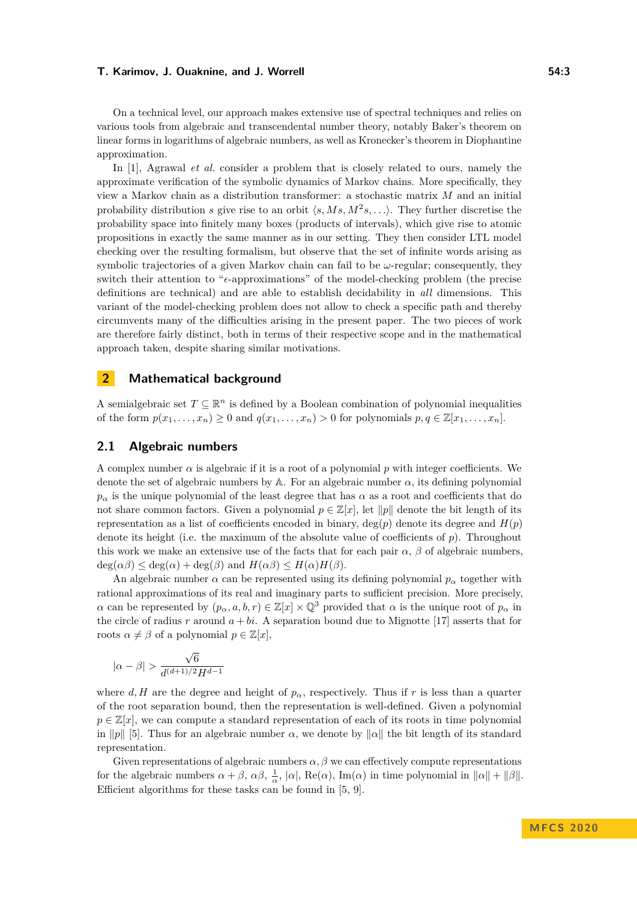On a technical level, our approach makes extensive use of spectral techniques and relies on various tools from algebraic and transcendental number theory, notably Baker's theorem on linear forms in logarithms of algebraic numbers, as well as Kronecker's theorem in Diophantine approximation.

In [1], Agrawal *et al.* consider a problem that is closely related to ours, namely the approximate verification of the symbolic dynamics of Markov chains. More specifically, they view a Markov chain as a distribution transformer: a stochastic matrix $M$ and an initial probability distribution $s$ give rise to an orbit $\langle s, Ms, M^2s, \ldots \rangle$. They further discretise the probability space into finitely many boxes (products of intervals), which give rise to atomic propositions in exactly the same manner as in our setting. They then consider LTL model checking over the resulting formalism, but observe that the set of infinite words arising as symbolic trajectories of a given Markov chain can fail to be $\omega$-regular; consequently, they switch their attention to "$\epsilon$-approximations" of the model-checking problem (the precise definitions are technical) and are able to establish decidability in *all* dimensions. This variant of the model-checking problem does not allow to check a specific path and thereby circumvents many of the difficulties arising in the present paper. The two pieces of work are therefore fairly distinct, both in terms of their respective scope and in the mathematical approach taken, despite sharing similar motivations.

## 2 Mathematical background

A semialgebraic set $T \subseteq \mathbb{R}^n$ is defined by a Boolean combination of polynomial inequalities of the form $p(x_1, \ldots, x_n) \geq 0$ and $q(x_1, \ldots, x_n) > 0$ for polynomials $p, q \in \mathbb{Z}[x_1, \ldots, x_n]$.

### 2.1 Algebraic numbers

A complex number $\alpha$ is algebraic if it is a root of a polynomial $p$ with integer coefficients. We denote the set of algebraic numbers by $\mathbb{A}$. For an algebraic number $\alpha$, its defining polynomial $p_\alpha$ is the unique polynomial of the least degree that has $\alpha$ as a root and coefficients that do not share common factors. Given a polynomial $p \in \mathbb{Z}[x]$, let $\|p\|$ denote the bit length of its representation as a list of coefficients encoded in binary, $\deg(p)$ denote its degree and $H(p)$ denote its height (i.e. the maximum of the absolute value of coefficients of $p$). Throughout this work we make an extensive use of the facts that for each pair $\alpha$, $\beta$ of algebraic numbers, $\deg(\alpha\beta) \leq \deg(\alpha) + \deg(\beta)$ and $H(\alpha\beta) \leq H(\alpha)H(\beta)$.

An algebraic number $\alpha$ can be represented using its defining polynomial $p_\alpha$ together with rational approximations of its real and imaginary parts to sufficient precision. More precisely, $\alpha$ can be represented by $(p_\alpha, a, b, r) \in \mathbb{Z}[x] \times \mathbb{Q}^3$ provided that $\alpha$ is the unique root of $p_\alpha$ in the circle of radius $r$ around $a + bi$. A separation bound due to Mignotte [17] asserts that for roots $\alpha \neq \beta$ of a polynomial $p \in \mathbb{Z}[x]$,

$$|\alpha - \beta| > \frac{\sqrt{6}}{d^{(d+1)/2}H^{d-1}}$$

where $d, H$ are the degree and height of $p_\alpha$, respectively. Thus if $r$ is less than a quarter of the root separation bound, then the representation is well-defined. Given a polynomial $p \in \mathbb{Z}[x]$, we can compute a standard representation of each of its roots in time polynomial in $\|p\|$ [5]. Thus for an algebraic number $\alpha$, we denote by $\|\alpha\|$ the bit length of its standard representation.

Given representations of algebraic numbers $\alpha, \beta$ we can effectively compute representations for the algebraic numbers $\alpha + \beta$, $\alpha\beta$, $\frac{1}{\alpha}$, $|\alpha|$, $\mathrm{Re}(\alpha)$, $\mathrm{Im}(\alpha)$ in time polynomial in $\|\alpha\| + \|\beta\|$. Efficient algorithms for these tasks can be found in [5, 9].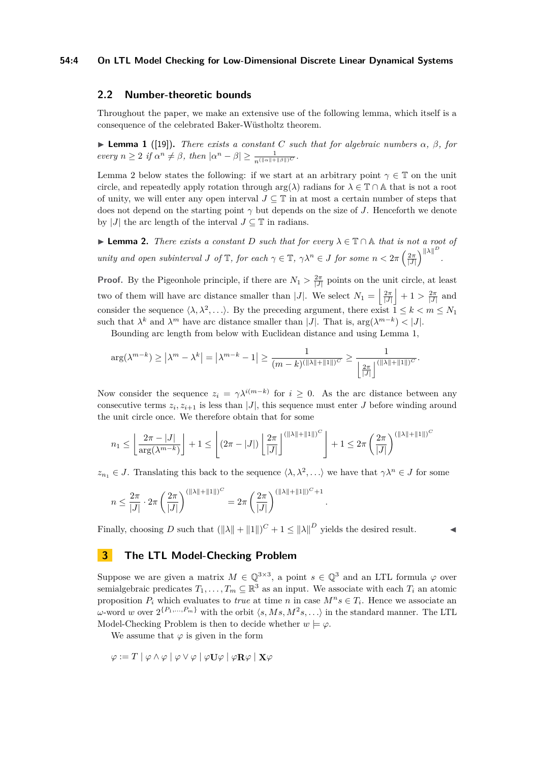## 2.2 Number-theoretic bounds

Throughout the paper, we make an extensive use of the following lemma, which itself is a consequence of the celebrated Baker-Wüstholtz theorem.

▶ **Lemma 1** ([19]). *There exists a constant $C$ such that for algebraic numbers $\alpha$, $\beta$, for every $n \geq 2$ if $\alpha^n \neq \beta$, then $|\alpha^n - \beta| \geq \frac{1}{n^{(\|\alpha\|+\|\beta\|)^C}}$.*

Lemma 2 below states the following: if we start at an arbitrary point $\gamma \in \mathbb{T}$ on the unit circle, and repeatedly apply rotation through $\arg(\lambda)$ radians for $\lambda \in \mathbb{T} \cap \mathbb{A}$ that is not a root of unity, we will enter any open interval $J \subseteq \mathbb{T}$ in at most a certain number of steps that does not depend on the starting point $\gamma$ but depends on the size of $J$. Henceforth we denote by $|J|$ the arc length of the interval $J \subseteq \mathbb{T}$ in radians.

▶ **Lemma 2.** *There exists a constant $D$ such that for every $\lambda \in \mathbb{T} \cap \mathbb{A}$ that is not a root of unity and open subinterval $J$ of $\mathbb{T}$, for each $\gamma \in \mathbb{T}$, $\gamma\lambda^n \in J$ for some $n < 2\pi \left(\frac{2\pi}{|J|}\right)^{\|\lambda\|^D}$.*

**Proof.** By the Pigeonhole principle, if there are $N_1 > \frac{2\pi}{|J|}$ points on the unit circle, at least two of them will have arc distance smaller than $|J|$. We select $N_1 = \left\lfloor \frac{2\pi}{|J|} \right\rfloor + 1 > \frac{2\pi}{|J|}$ and consider the sequence $\langle \lambda, \lambda^2, \ldots \rangle$. By the preceding argument, there exist $1 \leq k < m \leq N_1$ such that $\lambda^k$ and $\lambda^m$ have arc distance smaller than $|J|$. That is, $\arg(\lambda^{m-k}) < |J|$.

Bounding arc length from below with Euclidean distance and using Lemma 1,

$$\arg(\lambda^{m-k}) \geq \left|\lambda^m - \lambda^k\right| = \left|\lambda^{m-k} - 1\right| \geq \frac{1}{(m-k)^{(\|\lambda\|+\|1\|)^C}} \geq \frac{1}{\left\lfloor \frac{2\pi}{|J|} \right\rfloor^{(\|\lambda\|+\|1\|)^C}}.$$

Now consider the sequence $z_i = \gamma\lambda^{i(m-k)}$ for $i \geq 0$. As the arc distance between any consecutive terms $z_i, z_{i+1}$ is less than $|J|$, this sequence must enter $J$ before winding around the unit circle once. We therefore obtain that for some

$$n_1 \leq \left\lfloor \frac{2\pi - |J|}{\arg(\lambda^{m-k})} \right\rfloor + 1 \leq \left\lfloor (2\pi - |J|) \left\lfloor \frac{2\pi}{|J|} \right\rfloor^{(\|\lambda\|+\|1\|)^C} \right\rfloor + 1 \leq 2\pi \left(\frac{2\pi}{|J|}\right)^{(\|\lambda\|+\|1\|)^C}$$

$z_{n_1} \in J$. Translating this back to the sequence $\langle \lambda, \lambda^2, \ldots \rangle$ we have that $\gamma\lambda^n \in J$ for some

$$n \leq \frac{2\pi}{|J|} \cdot 2\pi \left(\frac{2\pi}{|J|}\right)^{(\|\lambda\|+\|1\|)^C} = 2\pi \left(\frac{2\pi}{|J|}\right)^{(\|\lambda\|+\|1\|)^C + 1}.$$

Finally, choosing $D$ such that $(\|\lambda\| + \|1\|)^C + 1 \leq \|\lambda\|^D$ yields the desired result. ◀

# 3 The LTL Model-Checking Problem

Suppose we are given a matrix $M \in \mathbb{Q}^{3\times3}$, a point $s \in \mathbb{Q}^3$ and an LTL formula $\varphi$ over semialgebraic predicates $T_1, \ldots, T_m \subseteq \mathbb{R}^3$ as an input. We associate with each $T_i$ an atomic proposition $P_i$ which evaluates to *true* at time $n$ in case $M^n s \in T_i$. Hence we associate an $\omega$-word $w$ over $2^{\{P_1,\ldots,P_m\}}$ with the orbit $\langle s, Ms, M^2s, \ldots \rangle$ in the standard manner. The LTL Model-Checking Problem is then to decide whether $w \models \varphi$.

We assume that $\varphi$ is given in the form

$$\varphi := T \mid \varphi \wedge \varphi \mid \varphi \vee \varphi \mid \varphi \mathbf{U} \varphi \mid \varphi \mathbf{R} \varphi \mid \mathbf{X}\varphi$$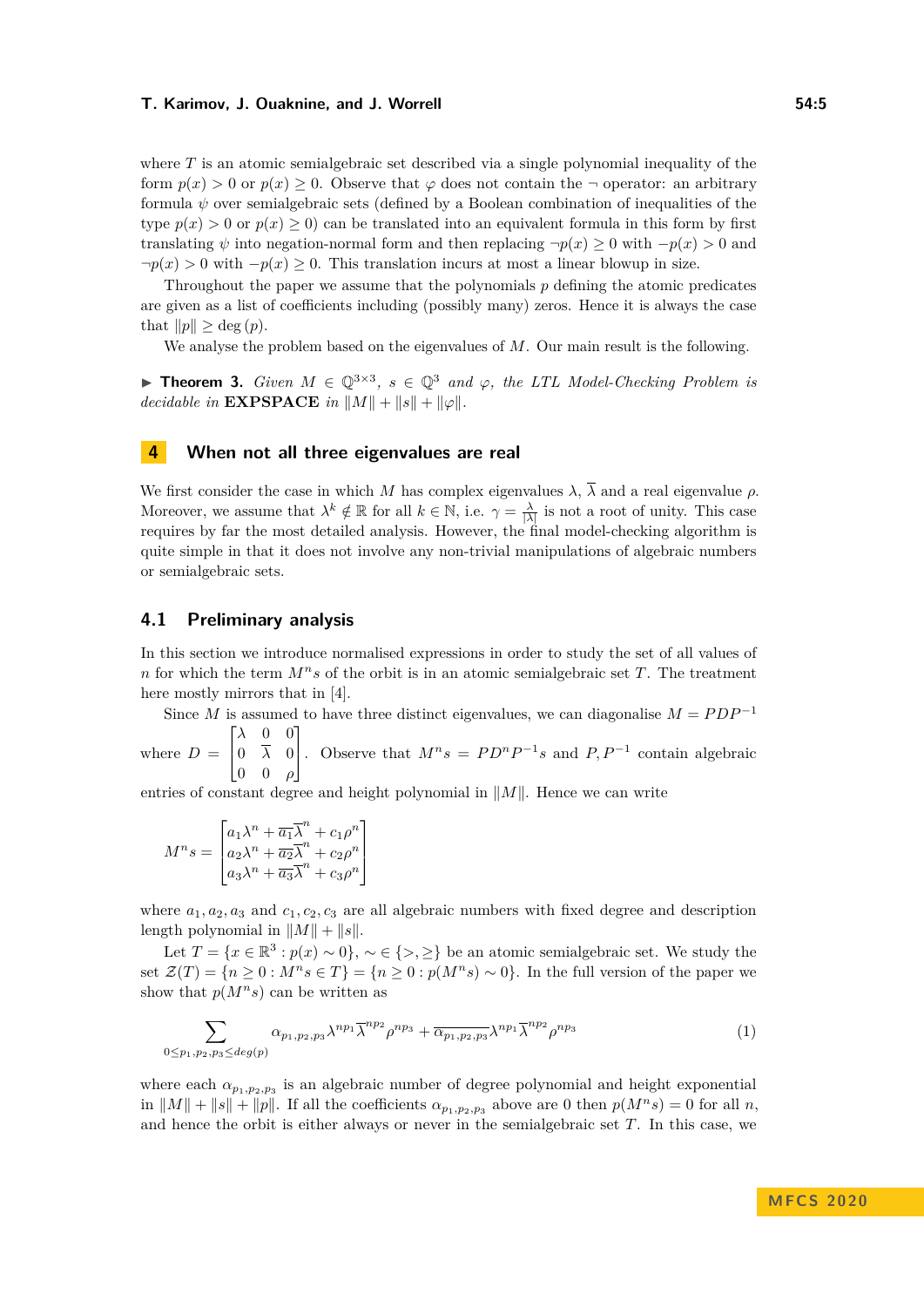where $T$ is an atomic semialgebraic set described via a single polynomial inequality of the form $p(x) > 0$ or $p(x) \geq 0$. Observe that $\varphi$ does not contain the $\neg$ operator: an arbitrary formula $\psi$ over semialgebraic sets (defined by a Boolean combination of inequalities of type $p(x) > 0$ or $p(x) \geq 0$) can be translated into an equivalent formula in this form by first translating $\psi$ into negation-normal form and then replacing $\neg p(x) \geq 0$ with $-p(x) > 0$ and $\neg p(x) > 0$ with $-p(x) \geq 0$. This translation incurs at most a linear blowup in size.

Throughout the paper we assume that the polynomials $p$ defining the atomic predicates are given as a list of coefficients including (possibly many) zeros. Hence it is always the case that $\|p\| \geq \deg(p)$.

We analyse the problem based on the eigenvalues of $M$. Our main result is the following.

▶ **Theorem 3.** *Given $M \in \mathbb{Q}^{3\times 3}$, $s \in \mathbb{Q}^3$ and $\varphi$, the LTL Model-Checking Problem is decidable in* **EXPSPACE** *in $\|M\| + \|s\| + \|\varphi\|$.*

## 4 When not all three eigenvalues are real

We first consider the case in which $M$ has complex eigenvalues $\lambda$, $\overline{\lambda}$ and a real eigenvalue $\rho$. Moreover, we assume that $\lambda^k \notin \mathbb{R}$ for all $k \in \mathbb{N}$, i.e. $\gamma = \frac{\lambda}{|\lambda|}$ is not a root of unity. This case requires by far the most detailed analysis. However, the final model-checking algorithm is quite simple in that it does not involve any non-trivial manipulations of algebraic numbers or semialgebraic sets.

### 4.1 Preliminary analysis

In this section we introduce normalised expressions in order to study the set of all values of $n$ for which the term $M^n s$ of the orbit is in an atomic semialgebraic set $T$. The treatment here mostly mirrors that in [4].

Since $M$ is assumed to have three distinct eigenvalues, we can diagonalise $M = PDP^{-1}$ where $D = \begin{bmatrix} \lambda & 0 & 0 \\ 0 & \overline{\lambda} & 0 \\ 0 & 0 & \rho \end{bmatrix}$. Observe that $M^n s = PD^nP^{-1}s$ and $P, P^{-1}$ contain algebraic entries of constant degree and height polynomial in $\|M\|$. Hence we can write

$$M^n s = \begin{bmatrix} a_1\lambda^n + \overline{a_1}\overline{\lambda}^n + c_1\rho^n \\ a_2\lambda^n + \overline{a_2}\overline{\lambda}^n + c_2\rho^n \\ a_3\lambda^n + \overline{a_3}\overline{\lambda}^n + c_3\rho^n \end{bmatrix}$$

where $a_1, a_2, a_3$ and $c_1, c_2, c_3$ are all algebraic numbers with fixed degree and description length polynomial in $\|M\| + \|s\|$.

Let $T = \{x \in \mathbb{R}^3 : p(x) \sim 0\}$, $\sim \in \{>, \geq\}$ be an atomic semialgebraic set. We study the set $\mathcal{Z}(T) = \{n \geq 0 : M^n s \in T\} = \{n \geq 0 : p(M^n s) \sim 0\}$. In the full version of the paper we show that $p(M^n s)$ can be written as

$$\sum_{0 \leq p_1, p_2, p_3 \leq deg(p)} \alpha_{p_1,p_2,p_3}\lambda^{np_1}\overline{\lambda}^{np_2}\rho^{np_3} + \overline{\alpha_{p_1,p_2,p_3}}\lambda^{np_1}\overline{\lambda}^{np_2}\rho^{np_3} \tag{1}$$

where each $\alpha_{p_1,p_2,p_3}$ is an algebraic number of degree polynomial and height exponential in $\|M\| + \|s\| + \|p\|$. If all the coefficients $\alpha_{p_1,p_2,p_3}$ above are 0 then $p(M^n s) = 0$ for all $n$, and hence the orbit is either always or never in the semialgebraic set $T$. In this case, we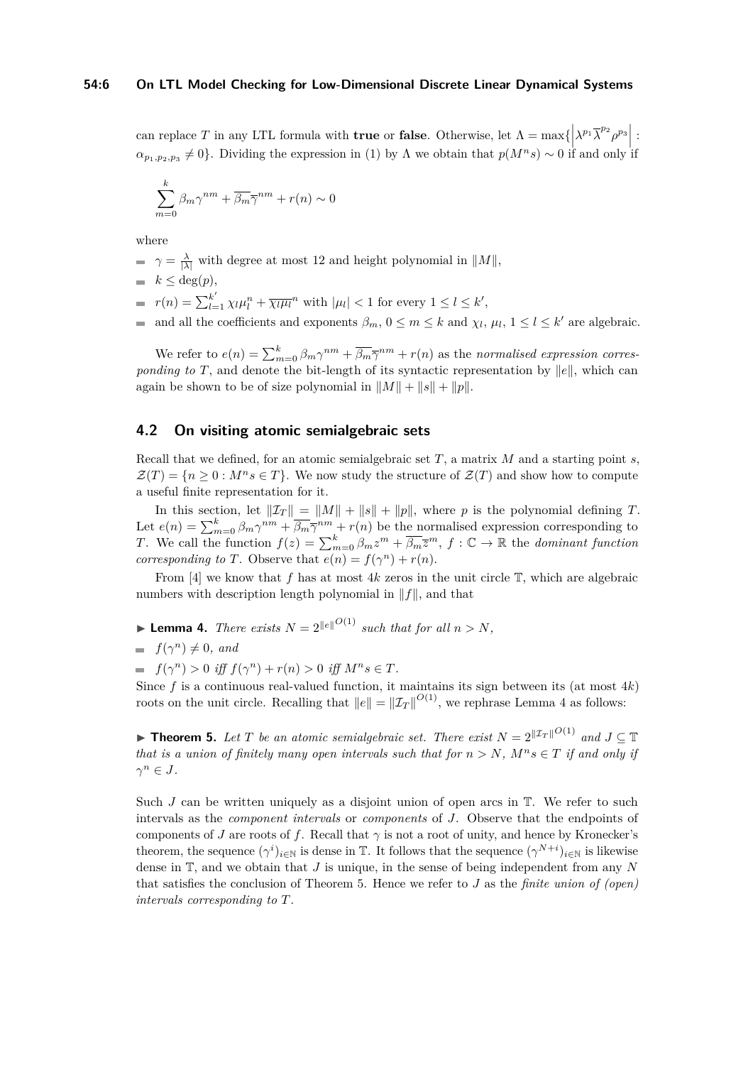can replace $T$ in any LTL formula with **true** or **false**. Otherwise, let $\Lambda = \max\{\left|\lambda^{p_1}\overline{\lambda}^{p_2}\rho^{p_3}\right| : \alpha_{p_1,p_2,p_3} \neq 0\}$. Dividing the expression in (1) by $\Lambda$ we obtain that $p(M^n s) \sim 0$ if and only if

$$\sum_{m=0}^{k} \beta_m \gamma^{nm} + \overline{\beta_m}\overline{\gamma}^{nm} + r(n) \sim 0$$

where

- $\gamma = \frac{\lambda}{|\lambda|}$ with degree at most 12 and height polynomial in $\|M\|$,
- $k \leq \deg(p)$,
- $r(n) = \sum_{l=1}^{k'} \chi_l \mu_l^n + \overline{\chi_l \mu_l}^n$ with $|\mu_l| < 1$ for every $1 \leq l \leq k'$,
- and all the coefficients and exponents $\beta_m$, $0 \leq m \leq k$ and $\chi_l$, $\mu_l$, $1 \leq l \leq k'$ are algebraic.

We refer to $e(n) = \sum_{m=0}^{k} \beta_m \gamma^{nm} + \overline{\beta_m}\overline{\gamma}^{nm} + r(n)$ as the *normalised expression corresponding to* $T$, and denote the bit-length of its syntactic representation by $\|e\|$, which can again be shown to be of size polynomial in $\|M\| + \|s\| + \|p\|$.

## 4.2 On visiting atomic semialgebraic sets

Recall that we defined, for an atomic semialgebraic set $T$, a matrix $M$ and a starting point $s$, $\mathcal{Z}(T) = \{n \geq 0 : M^n s \in T\}$. We now study the structure of $\mathcal{Z}(T)$ and show how to compute a useful finite representation for it.

In this section, let $\|\mathcal{I}_T\| = \|M\| + \|s\| + \|p\|$, where $p$ is the polynomial defining $T$. Let $e(n) = \sum_{m=0}^{k} \beta_m \gamma^{nm} + \overline{\beta_m}\overline{\gamma}^{nm} + r(n)$ be the normalised expression corresponding to $T$. We call the function $f(z) = \sum_{m=0}^{k} \beta_m z^m + \overline{\beta_m}\overline{z}^m$, $f : \mathbb{C} \to \mathbb{R}$ the *dominant function corresponding to* $T$. Observe that $e(n) = f(\gamma^n) + r(n)$.

From [4] we know that $f$ has at most $4k$ zeros in the unit circle $\mathbb{T}$, which are algebraic numbers with description length polynomial in $\|f\|$, and that

▶ **Lemma 4.** *There exists $N = 2^{\|e\|^{O(1)}}$ such that for all $n > N$,*

- *$f(\gamma^n) \neq 0$, and*
- *$f(\gamma^n) > 0$ iff $f(\gamma^n) + r(n) > 0$ iff $M^n s \in T$.*

Since $f$ is a continuous real-valued function, it maintains its sign between its (at most $4k$) roots on the unit circle. Recalling that $\|e\| = \|\mathcal{I}_T\|^{O(1)}$, we rephrase Lemma 4 as follows:

▶ **Theorem 5.** *Let $T$ be an atomic semialgebraic set. There exist $N = 2^{\|\mathcal{I}_T\|^{O(1)}}$ and $J \subseteq \mathbb{T}$ that is a union of finitely many open intervals such that for $n > N$, $M^n s \in T$ if and only if $\gamma^n \in J$.*

Such $J$ can be written uniquely as a disjoint union of open arcs in $\mathbb{T}$. We refer to such intervals as the *component intervals* or *components* of $J$. Observe that the endpoints of components of $J$ are roots of $f$. Recall that $\gamma$ is not a root of unity, and hence by Kronecker's theorem, the sequence $(\gamma^i)_{i \in \mathbb{N}}$ is dense in $\mathbb{T}$. It follows that the sequence $(\gamma^{N+i})_{i \in \mathbb{N}}$ is likewise dense in $\mathbb{T}$, and we obtain that $J$ is unique, in the sense of being independent from any $N$ that satisfies the conclusion of Theorem 5. Hence we refer to $J$ as the *finite union of (open) intervals corresponding to* $T$.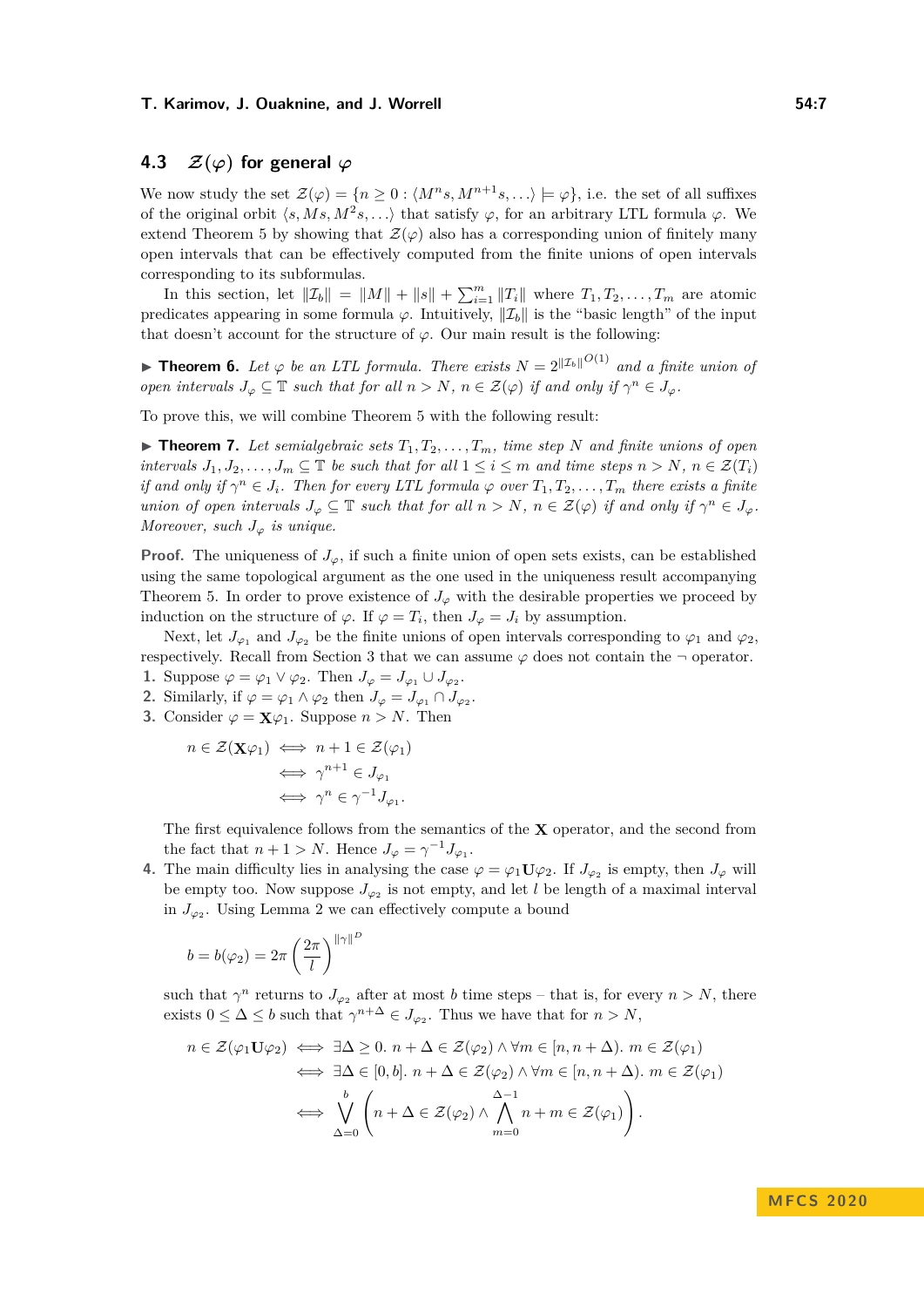### 4.3 $\mathcal{Z}(\varphi)$ for general $\varphi$

We now study the set $\mathcal{Z}(\varphi) = \{n \geq 0 : \langle M^n s, M^{n+1} s, \ldots \rangle \models \varphi\}$, i.e. the set of all suffixes of the original orbit $\langle s, Ms, M^2 s, \ldots \rangle$ that satisfy $\varphi$, for an arbitrary LTL formula $\varphi$. We extend Theorem 5 by showing that $\mathcal{Z}(\varphi)$ also has a corresponding union of finitely many open intervals that can be effectively computed from the finite unions of open intervals corresponding to its subformulas.

In this section, let $\|\mathcal{I}_b\| = \|M\| + \|s\| + \sum_{i=1}^{m} \|T_i\|$ where $T_1, T_2, \ldots, T_m$ are atomic predicates appearing in some formula $\varphi$. Intuitively, $\|\mathcal{I}_b\|$ is the "basic length" of the input that doesn't account for the structure of $\varphi$. Our main result is the following:

▶ **Theorem 6.** *Let $\varphi$ be an LTL formula. There exists $N = 2^{\|\mathcal{I}_b\|^{O(1)}}$ and a finite union of open intervals $J_\varphi \subseteq \mathbb{T}$ such that for all $n > N$, $n \in \mathcal{Z}(\varphi)$ if and only if $\gamma^n \in J_\varphi$.*

To prove this, we will combine Theorem 5 with the following result:

▶ **Theorem 7.** *Let semialgebraic sets $T_1, T_2, \ldots, T_m$, time step $N$ and finite unions of open intervals $J_1, J_2, \ldots, J_m \subseteq \mathbb{T}$ be such that for all $1 \leq i \leq m$ and time steps $n > N$, $n \in \mathcal{Z}(T_i)$ if and only if $\gamma^n \in J_i$. Then for every LTL formula $\varphi$ over $T_1, T_2, \ldots, T_m$ there exists a finite union of open intervals $J_\varphi \subseteq \mathbb{T}$ such that for all $n > N$, $n \in \mathcal{Z}(\varphi)$ if and only if $\gamma^n \in J_\varphi$. Moreover, such $J_\varphi$ is unique.*

**Proof.** The uniqueness of $J_\varphi$, if such a finite union of open sets exists, can be established using the same topological argument as the one used in the uniqueness result accompanying Theorem 5. In order to prove existence of $J_\varphi$ with the desirable properties we proceed by induction on the structure of $\varphi$. If $\varphi = T_i$, then $J_\varphi = J_i$ by assumption.

Next, let $J_{\varphi_1}$ and $J_{\varphi_2}$ be the finite unions of open intervals corresponding to $\varphi_1$ and $\varphi_2$, respectively. Recall from Section 3 that we can assume $\varphi$ does not contain the $\neg$ operator.

1. Suppose $\varphi = \varphi_1 \vee \varphi_2$. Then $J_\varphi = J_{\varphi_1} \cup J_{\varphi_2}$.
2. Similarly, if $\varphi = \varphi_1 \wedge \varphi_2$ then $J_\varphi = J_{\varphi_1} \cap J_{\varphi_2}$.
3. Consider $\varphi = \mathbf{X}\varphi_1$. Suppose $n > N$. Then

$$\begin{aligned} n \in \mathcal{Z}(\mathbf{X}\varphi_1) &\iff n+1 \in \mathcal{Z}(\varphi_1) \\ &\iff \gamma^{n+1} \in J_{\varphi_1} \\ &\iff \gamma^n \in \gamma^{-1} J_{\varphi_1}. \end{aligned}$$

   The first equivalence follows from the semantics of the $\mathbf{X}$ operator, and the second from the fact that $n + 1 > N$. Hence $J_\varphi = \gamma^{-1} J_{\varphi_1}$.
4. The main difficulty lies in analysing the case $\varphi = \varphi_1 \mathbf{U} \varphi_2$. If $J_{\varphi_2}$ is empty, then $J_\varphi$ will be empty too. Now suppose $J_{\varphi_2}$ is not empty, and let $l$ be length of a maximal interval in $J_{\varphi_2}$. Using Lemma 2 we can effectively compute a bound

$$b = b(\varphi_2) = 2\pi \left(\frac{2\pi}{l}\right)^{\|\gamma\|^D}$$

   such that $\gamma^n$ returns to $J_{\varphi_2}$ after at most $b$ time steps – that is, for every $n > N$, there exists $0 \leq \Delta \leq b$ such that $\gamma^{n+\Delta} \in J_{\varphi_2}$. Thus we have that for $n > N$,

$$\begin{aligned} n \in \mathcal{Z}(\varphi_1 \mathbf{U} \varphi_2) &\iff \exists \Delta \geq 0.\ n + \Delta \in \mathcal{Z}(\varphi_2) \wedge \forall m \in [n, n+\Delta).\ m \in \mathcal{Z}(\varphi_1) \\ &\iff \exists \Delta \in [0, b].\ n + \Delta \in \mathcal{Z}(\varphi_2) \wedge \forall m \in [n, n+\Delta).\ m \in \mathcal{Z}(\varphi_1) \\ &\iff \bigvee_{\Delta=0}^{b} \left( n + \Delta \in \mathcal{Z}(\varphi_2) \wedge \bigwedge_{m=0}^{\Delta-1} n + m \in \mathcal{Z}(\varphi_1) \right). \end{aligned}$$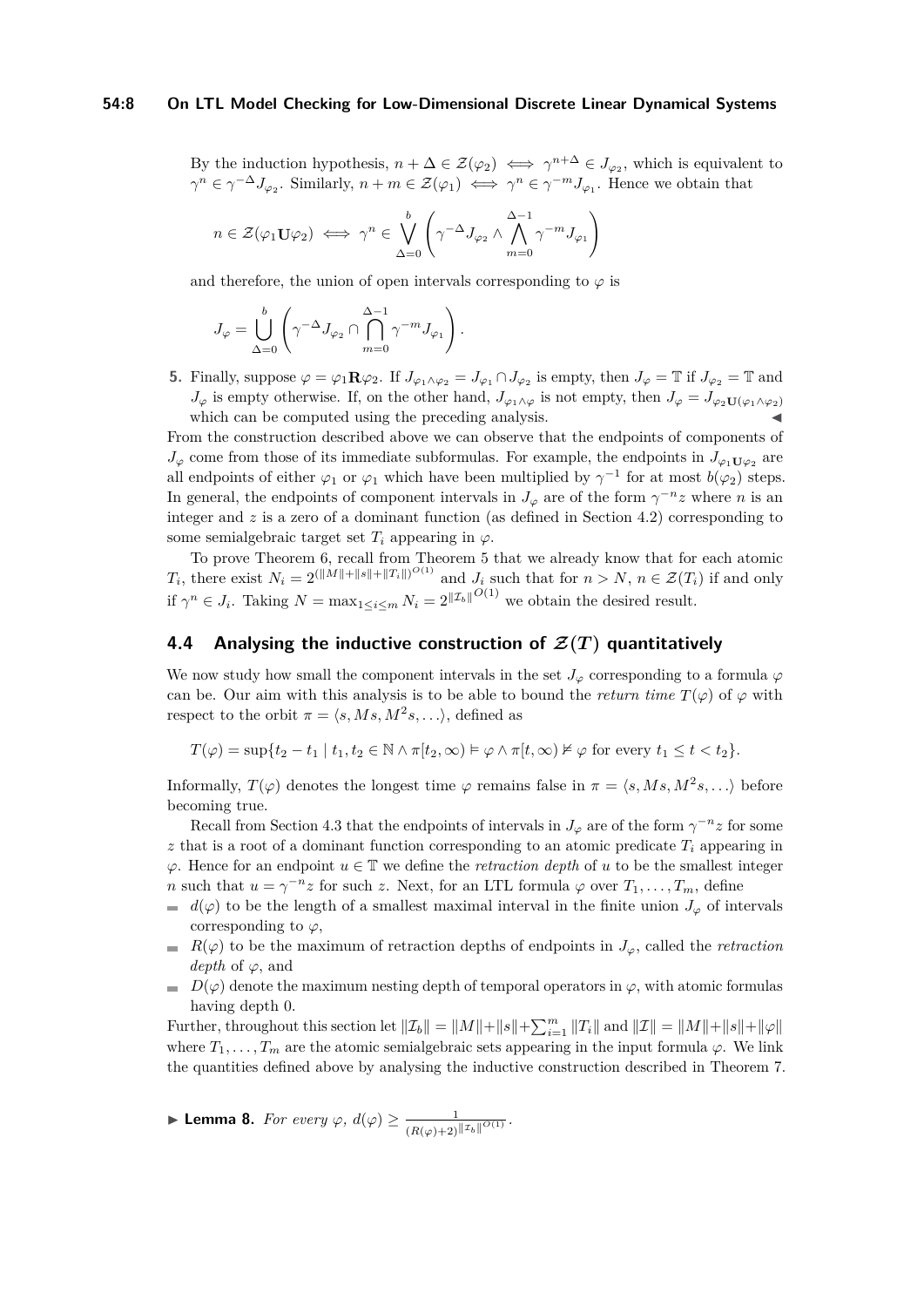By the induction hypothesis, $n + \Delta \in \mathcal{Z}(\varphi_2) \iff \gamma^{n+\Delta} \in J_{\varphi_2}$, which is equivalent to $\gamma^n \in \gamma^{-\Delta} J_{\varphi_2}$. Similarly, $n + m \in \mathcal{Z}(\varphi_1) \iff \gamma^n \in \gamma^{-m} J_{\varphi_1}$. Hence we obtain that

$$n \in \mathcal{Z}(\varphi_1 \mathbf{U} \varphi_2) \iff \gamma^n \in \bigvee_{\Delta=0}^{b} \left( \gamma^{-\Delta} J_{\varphi_2} \wedge \bigwedge_{m=0}^{\Delta-1} \gamma^{-m} J_{\varphi_1} \right)$$

and therefore, the union of open intervals corresponding to $\varphi$ is

$$J_\varphi = \bigcup_{\Delta=0}^{b} \left( \gamma^{-\Delta} J_{\varphi_2} \cap \bigcap_{m=0}^{\Delta-1} \gamma^{-m} J_{\varphi_1} \right).$$

**5.** Finally, suppose $\varphi = \varphi_1 \mathbf{R} \varphi_2$. If $J_{\varphi_1 \wedge \varphi_2} = J_{\varphi_1} \cap J_{\varphi_2}$ is empty, then $J_\varphi = \mathbb{T}$ if $J_{\varphi_2} = \mathbb{T}$ and $J_\varphi$ is empty otherwise. If, on the other hand, $J_{\varphi_1 \wedge \varphi}$ is not empty, then $J_\varphi = J_{\varphi_2 \mathbf{U}(\varphi_1 \wedge \varphi_2)}$ which can be computed using the preceding analysis. ◀

From the construction described above we can observe that the endpoints of components of $J_\varphi$ come from those of its immediate subformulas. For example, the endpoints in $J_{\varphi_1 \mathbf{U} \varphi_2}$ are all endpoints of either $\varphi_1$ or $\varphi_1$ which have been multiplied by $\gamma^{-1}$ for at most $b(\varphi_2)$ steps. In general, the endpoints of component intervals in $J_\varphi$ are of the form $\gamma^{-n} z$ where $n$ is an integer and $z$ is a zero of a dominant function (as defined in Section 4.2) corresponding to some semialgebraic target set $T_i$ appearing in $\varphi$.

To prove Theorem 6, recall from Theorem 5 that we already know that for each atomic $T_i$, there exist $N_i = 2^{(\|M\| + \|s\| + \|T_i\|)^{O(1)}}$ and $J_i$ such that for $n > N$, $n \in \mathcal{Z}(T_i)$ if and only if $\gamma^n \in J_i$. Taking $N = \max_{1 \le i \le m} N_i = 2^{\|\mathcal{I}_b\|^{O(1)}}$ we obtain the desired result.

## 4.4 Analysing the inductive construction of $\mathcal{Z}(T)$ quantitatively

We now study how small the component intervals in the set $J_\varphi$ corresponding to a formula $\varphi$ can be. Our aim with this analysis is to be able to bound the *return time* $T(\varphi)$ of $\varphi$ with respect to the orbit $\pi = \langle s, Ms, M^2 s, \ldots \rangle$, defined as

$$T(\varphi) = \sup\{t_2 - t_1 \mid t_1, t_2 \in \mathbb{N} \wedge \pi[t_2, \infty) \vDash \varphi \wedge \pi[t, \infty) \nvDash \varphi \text{ for every } t_1 \le t < t_2\}.$$

Informally, $T(\varphi)$ denotes the longest time $\varphi$ remains false in $\pi = \langle s, Ms, M^2 s, \ldots \rangle$ before becoming true.

Recall from Section 4.3 that the endpoints of intervals in $J_\varphi$ are of the form $\gamma^{-n} z$ for some $z$ that is a root of a dominant function corresponding to an atomic predicate $T_i$ appearing in $\varphi$. Hence for an endpoint $u \in \mathbb{T}$ we define the *retraction depth* of $u$ to be the smallest integer $n$ such that $u = \gamma^{-n} z$ for such $z$. Next, for an LTL formula $\varphi$ over $T_1, \ldots, T_m$, define

- $d(\varphi)$ to be the length of a smallest maximal interval in the finite union $J_\varphi$ of intervals corresponding to $\varphi$,
- $R(\varphi)$ to be the maximum of retraction depths of endpoints in $J_\varphi$, called the *retraction depth* of $\varphi$, and
- $D(\varphi)$ denote the maximum nesting depth of temporal operators in $\varphi$, with atomic formulas having depth 0.

Further, throughout this section let $\|\mathcal{I}_b\| = \|M\| + \|s\| + \sum_{i=1}^{m} \|T_i\|$ and $\|\mathcal{I}\| = \|M\| + \|s\| + \|\varphi\|$ where $T_1, \ldots, T_m$ are the atomic semialgebraic sets appearing in the input formula $\varphi$. We link the quantities defined above by analysing the inductive construction described in Theorem 7.

▶ **Lemma 8.** *For every* $\varphi$, $d(\varphi) \ge \frac{1}{(R(\varphi)+2)^{\|\mathcal{I}_b\|^{O(1)}}}$.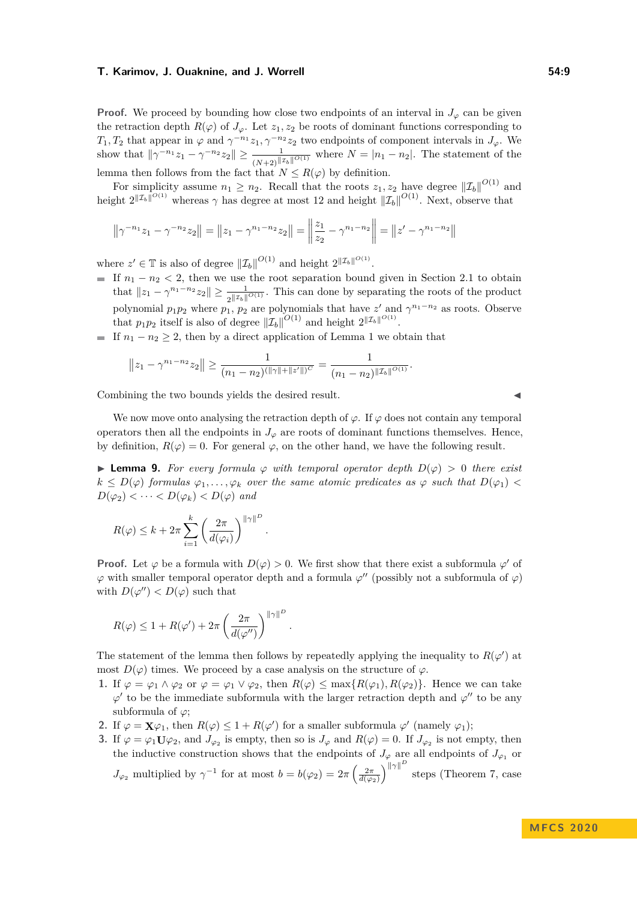**Proof.** We proceed by bounding how close two endpoints of an interval in $J_\varphi$ can be given the retraction depth $R(\varphi)$ of $J_\varphi$. Let $z_1, z_2$ be roots of dominant functions corresponding to $T_1, T_2$ that appear in $\varphi$ and $\gamma^{-n_1}z_1, \gamma^{-n_2}z_2$ two endpoints of component intervals in $J_\varphi$. We show that $\|\gamma^{-n_1}z_1 - \gamma^{-n_2}z_2\| \geq \frac{1}{(N+2)^{\|\mathcal{I}_b\|^{O(1)}}}$ where $N = |n_1 - n_2|$. The statement of the lemma then follows from the fact that $N \leq R(\varphi)$ by definition.

For simplicity assume $n_1 \geq n_2$. Recall that the roots $z_1, z_2$ have degree $\|\mathcal{I}_b\|^{O(1)}$ and height $2^{\|\mathcal{I}_b\|^{O(1)}}$ whereas $\gamma$ has degree at most 12 and height $\|\mathcal{I}_b\|^{O(1)}$. Next, observe that

$$\left\|\gamma^{-n_1}z_1 - \gamma^{-n_2}z_2\right\| = \left\|z_1 - \gamma^{n_1-n_2}z_2\right\| = \left\|\frac{z_1}{z_2} - \gamma^{n_1-n_2}\right\| = \left\|z' - \gamma^{n_1-n_2}\right\|$$

where $z' \in \mathbb{T}$ is also of degree $\|\mathcal{I}_b\|^{O(1)}$ and height $2^{\|\mathcal{I}_b\|^{O(1)}}$.

- If $n_1 - n_2 < 2$, then we use the root separation bound given in Section 2.1 to obtain that $\|z_1 - \gamma^{n_1-n_2}z_2\| \geq \frac{1}{2^{\|\mathcal{I}_b\|^{O(1)}}}$. This can done by separating the roots of the product polynomial $p_1p_2$ where $p_1$, $p_2$ are polynomials that have $z'$ and $\gamma^{n_1-n_2}$ as roots. Observe that $p_1p_2$ itself is also of degree $\|\mathcal{I}_b\|^{O(1)}$ and height $2^{\|\mathcal{I}_b\|^{O(1)}}$.
- If $n_1 - n_2 \geq 2$, then by a direct application of Lemma 1 we obtain that

$$\left\|z_1 - \gamma^{n_1-n_2}z_2\right\| \geq \frac{1}{(n_1-n_2)^{(\|\gamma\|+\|z'\|)^C}} = \frac{1}{(n_1-n_2)^{\|\mathcal{I}_b\|^{O(1)}}}.$$

Combining the two bounds yields the desired result. ◀

We now move onto analysing the retraction depth of $\varphi$. If $\varphi$ does not contain any temporal operators then all the endpoints in $J_\varphi$ are roots of dominant functions themselves. Hence, by definition, $R(\varphi) = 0$. For general $\varphi$, on the other hand, we have the following result.

▶ **Lemma 9.** *For every formula $\varphi$ with temporal operator depth $D(\varphi) > 0$ there exist $k \leq D(\varphi)$ formulas $\varphi_1, \ldots, \varphi_k$ over the same atomic predicates as $\varphi$ such that $D(\varphi_1) < D(\varphi_2) < \cdots < D(\varphi_k) < D(\varphi)$ and*

$$R(\varphi) \leq k + 2\pi \sum_{i=1}^{k} \left(\frac{2\pi}{d(\varphi_i)}\right)^{\|\gamma\|^D}.$$

**Proof.** Let $\varphi$ be a formula with $D(\varphi) > 0$. We first show that there exist a subformula $\varphi'$ of $\varphi$ with smaller temporal operator depth and a formula $\varphi''$ (possibly not a subformula of $\varphi$) with $D(\varphi'') < D(\varphi)$ such that

$$R(\varphi) \leq 1 + R(\varphi') + 2\pi \left(\frac{2\pi}{d(\varphi'')}\right)^{\|\gamma\|^D}.$$

The statement of the lemma then follows by repeatedly applying the inequality to $R(\varphi')$ at most $D(\varphi)$ times. We proceed by a case analysis on the structure of $\varphi$.

1. If $\varphi = \varphi_1 \wedge \varphi_2$ or $\varphi = \varphi_1 \vee \varphi_2$, then $R(\varphi) \leq \max\{R(\varphi_1), R(\varphi_2)\}$. Hence we can take $\varphi'$ to be the immediate subformula with the larger retraction depth and $\varphi''$ to be any subformula of $\varphi$;
2. If $\varphi = \mathbf{X}\varphi_1$, then $R(\varphi) \leq 1 + R(\varphi')$ for a smaller subformula $\varphi'$ (namely $\varphi_1$);
3. If $\varphi = \varphi_1 \mathbf{U} \varphi_2$, and $J_{\varphi_2}$ is empty, then so is $J_\varphi$ and $R(\varphi) = 0$. If $J_{\varphi_2}$ is not empty, then the inductive construction shows that the endpoints of $J_\varphi$ are all endpoints of $J_{\varphi_1}$ or $J_{\varphi_2}$ multiplied by $\gamma^{-1}$ for at most $b = b(\varphi_2) = 2\pi \left(\frac{2\pi}{d(\varphi_2)}\right)^{\|\gamma\|^D}$ steps (Theorem 7, case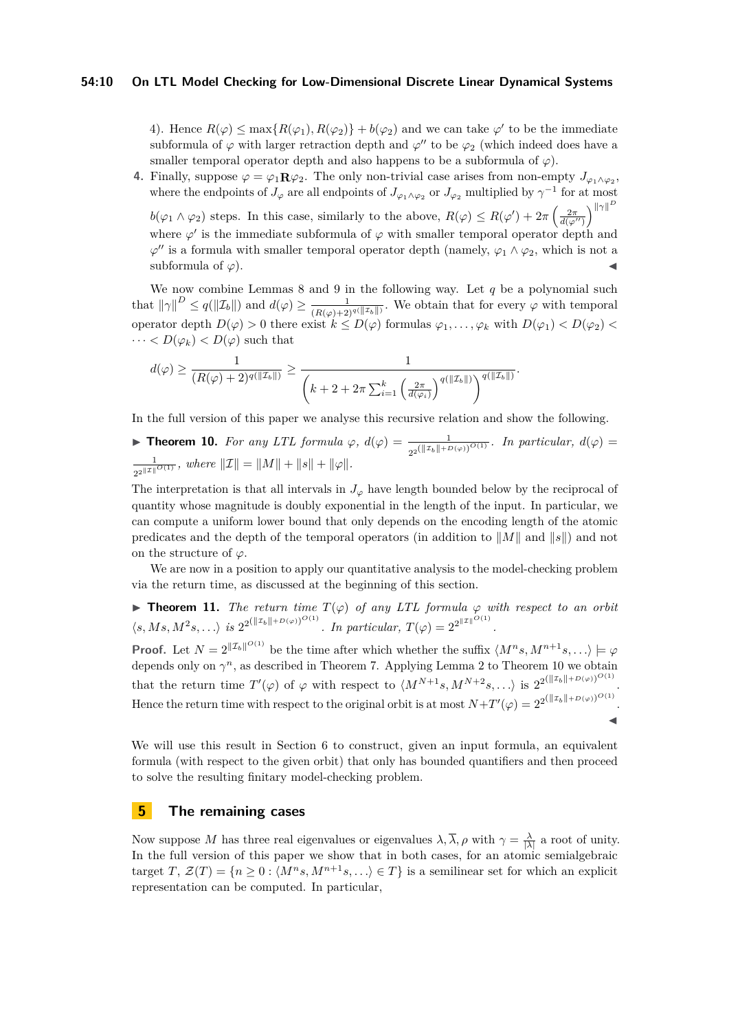4). Hence $R(\varphi) \le \max\{R(\varphi_1), R(\varphi_2)\} + b(\varphi_2)$ and we can take $\varphi'$ to be the immediate subformula of $\varphi$ with larger retraction depth and $\varphi''$ to be $\varphi_2$ (which indeed does have a smaller temporal operator depth and also happens to be a subformula of $\varphi$).

4. Finally, suppose $\varphi = \varphi_1 \mathbf{R} \varphi_2$. The only non-trivial case arises from non-empty $J_{\varphi_1 \wedge \varphi_2}$, where the endpoints of $J_\varphi$ are all endpoints of $J_{\varphi_1 \wedge \varphi_2}$ or $J_{\varphi_2}$ multiplied by $\gamma^{-1}$ for at most $b(\varphi_1 \wedge \varphi_2)$ steps. In this case, similarly to the above, $R(\varphi) \le R(\varphi') + 2\pi \left(\frac{2\pi}{d(\varphi'')}\right)^{\|\gamma\|^D}$ where $\varphi'$ is the immediate subformula of $\varphi$ with smaller temporal operator depth and $\varphi''$ is a formula with smaller temporal operator depth (namely, $\varphi_1 \wedge \varphi_2$, which is not a subformula of $\varphi$). ◀

We now combine Lemmas 8 and 9 in the following way. Let $q$ be a polynomial such that $\|\gamma\|^D \le q(\|\mathcal{I}_b\|)$ and $d(\varphi) \ge \frac{1}{(R(\varphi)+2)^{q(\|\mathcal{I}_b\|)}}$. We obtain that for every $\varphi$ with temporal operator depth $D(\varphi) > 0$ there exist $k \le D(\varphi)$ formulas $\varphi_1, \dots, \varphi_k$ with $D(\varphi_1) < D(\varphi_2) < \dots < D(\varphi_k) < D(\varphi)$ such that

$$d(\varphi) \ge \frac{1}{(R(\varphi)+2)^{q(\|\mathcal{I}_b\|)}} \ge \frac{1}{\left(k + 2 + 2\pi \sum_{i=1}^{k} \left(\frac{2\pi}{d(\varphi_i)}\right)^{q(\|\mathcal{I}_b\|)}\right)^{q(\|\mathcal{I}_b\|)}}.$$

In the full version of this paper we analyse this recursive relation and show the following.

▶ **Theorem 10.** *For any LTL formula $\varphi$, $d(\varphi) = \frac{1}{2^{2^{(\|\mathcal{I}_b\|+D(\varphi))^{O(1)}}}}$. In particular, $d(\varphi) = \frac{1}{2^{2^{\|\mathcal{I}\|^{O(1)}}}}$, where $\|\mathcal{I}\| = \|M\| + \|s\| + \|\varphi\|$.*

The interpretation is that all intervals in $J_\varphi$ have length bounded below by the reciprocal of quantity whose magnitude is doubly exponential in the length of the input. In particular, we can compute a uniform lower bound that only depends on the encoding length of the atomic predicates and the depth of the temporal operators (in addition to $\|M\|$ and $\|s\|$) and not on the structure of $\varphi$.

We are now in a position to apply our quantitative analysis to the model-checking problem via the return time, as discussed at the beginning of this section.

▶ **Theorem 11.** *The return time $T(\varphi)$ of any LTL formula $\varphi$ with respect to an orbit $\langle s, Ms, M^2s, \dots\rangle$ is $2^{2^{(\|\mathcal{I}_b\|+D(\varphi))^{O(1)}}}$. In particular, $T(\varphi) = 2^{2^{\|\mathcal{I}\|^{O(1)}}}$.*

**Proof.** Let $N = 2^{\|\mathcal{I}_b\|^{O(1)}}$ be the time after which whether the suffix $\langle M^n s, M^{n+1}s, \dots\rangle \models \varphi$ depends only on $\gamma^n$, as described in Theorem 7. Applying Lemma 2 to Theorem 10 we obtain that the return time $T'(\varphi)$ of $\varphi$ with respect to $\langle M^{N+1}s, M^{N+2}s, \dots\rangle$ is $2^{2^{(\|\mathcal{I}_b\|+D(\varphi))^{O(1)}}}$. Hence the return time with respect to the original orbit is at most $N + T'(\varphi) = 2^{2^{(\|\mathcal{I}_b\|+D(\varphi))^{O(1)}}}$. ◀

We will use this result in Section 6 to construct, given an input formula, an equivalent formula (with respect to the given orbit) that only has bounded quantifiers and then proceed to solve the resulting finitary model-checking problem.

## 5 The remaining cases

Now suppose $M$ has three real eigenvalues or eigenvalues $\lambda, \overline{\lambda}, \rho$ with $\gamma = \frac{\lambda}{|\lambda|}$ a root of unity. In the full version of this paper we show that in both cases, for an atomic semialgebraic target $T$, $\mathcal{Z}(T) = \{n \ge 0 : \langle M^n s, M^{n+1}s, \dots\rangle \in T\}$ is a semilinear set for which an explicit representation can be computed. In particular,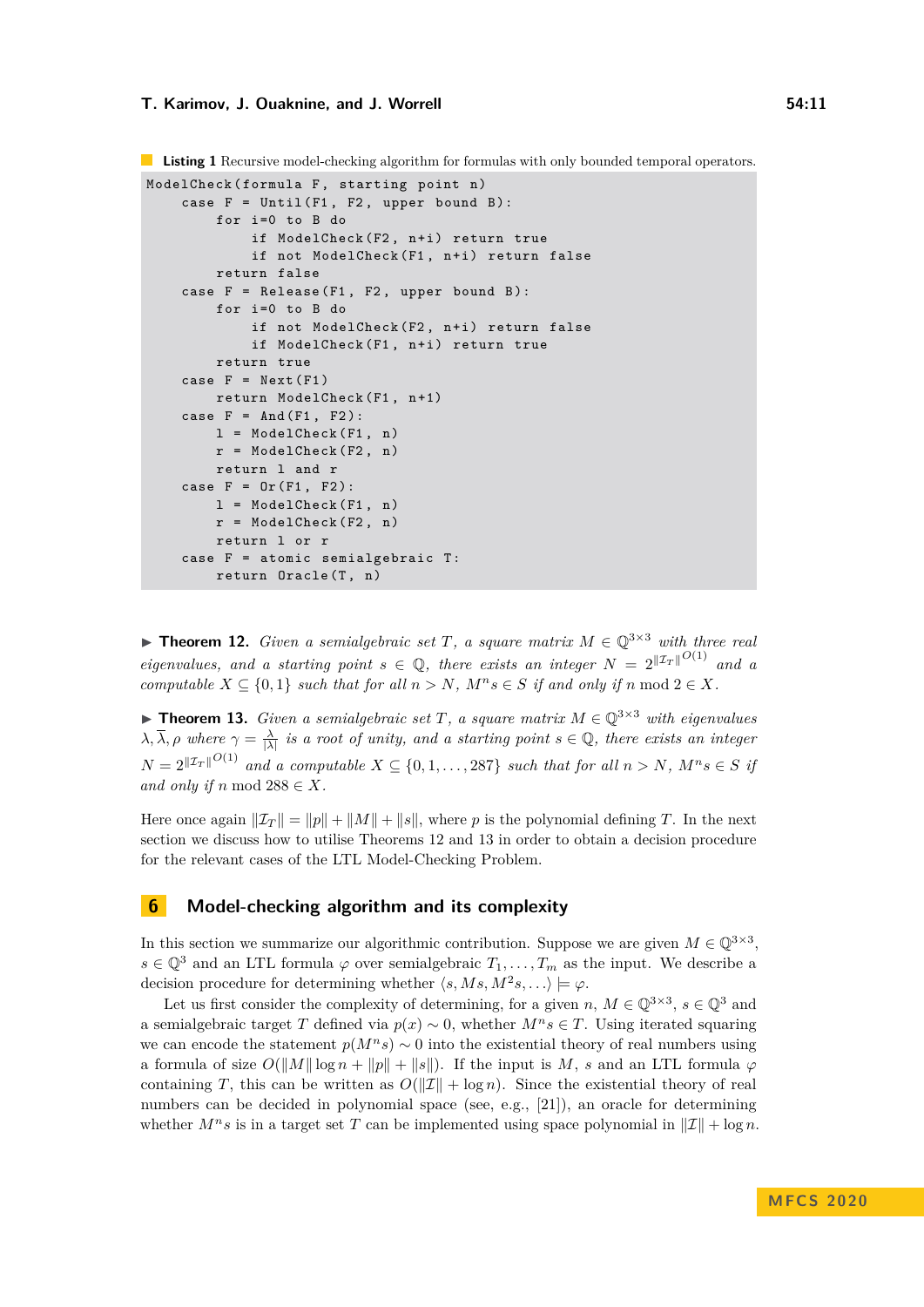**Listing 1** Recursive model-checking algorithm for formulas with only bounded temporal operators.

```
ModelCheck(formula F, starting point n)
    case F = Until(F1, F2, upper bound B):
        for i=0 to B do
            if ModelCheck(F2, n+i) return true
            if not ModelCheck(F1, n+i) return false
        return false
    case F = Release(F1, F2, upper bound B):
        for i=0 to B do
            if not ModelCheck(F2, n+i) return false
            if ModelCheck(F1, n+i) return true
        return true
    case F = Next(F1)
        return ModelCheck(F1, n+1)
    case F = And(F1, F2):
        l = ModelCheck(F1, n)
        r = ModelCheck(F2, n)
        return l and r
    case F = Or(F1, F2):
        l = ModelCheck(F1, n)
        r = ModelCheck(F2, n)
        return l or r
    case F = atomic semialgebraic T:
        return Oracle(T, n)
```

▶ **Theorem 12.** *Given a semialgebraic set $T$, a square matrix $M \in \mathbb{Q}^{3\times3}$ with three real eigenvalues, and a starting point $s \in \mathbb{Q}$, there exists an integer $N = 2^{\|\mathcal{I}_T\|^{O(1)}}$ and a computable $X \subseteq \{0,1\}$ such that for all $n > N$, $M^n s \in S$ if and only if $n \bmod 2 \in X$.*

▶ **Theorem 13.** *Given a semialgebraic set $T$, a square matrix $M \in \mathbb{Q}^{3\times3}$ with eigenvalues $\lambda, \overline{\lambda}, \rho$ where $\gamma = \frac{\lambda}{|\lambda|}$ is a root of unity, and a starting point $s \in \mathbb{Q}$, there exists an integer $N = 2^{\|\mathcal{I}_T\|^{O(1)}}$ and a computable $X \subseteq \{0, 1, \ldots, 287\}$ such that for all $n > N$, $M^n s \in S$ if and only if $n \bmod 288 \in X$.*

Here once again $\|\mathcal{I}_T\| = \|p\| + \|M\| + \|s\|$, where $p$ is the polynomial defining $T$. In the next section we discuss how to utilise Theorems 12 and 13 in order to obtain a decision procedure for the relevant cases of the LTL Model-Checking Problem.

## 6 Model-checking algorithm and its complexity

In this section we summarize our algorithmic contribution. Suppose we are given $M \in \mathbb{Q}^{3\times3}$, $s \in \mathbb{Q}^3$ and an LTL formula $\varphi$ over semialgebraic $T_1, \ldots, T_m$ as the input. We describe a decision procedure for determining whether $\langle s, Ms, M^2s, \ldots\rangle \models \varphi$.

Let us first consider the complexity of determining, for a given $n$, $M \in \mathbb{Q}^{3\times3}$, $s \in \mathbb{Q}^3$ and a semialgebraic target $T$ defined via $p(x) \sim 0$, whether $M^n s \in T$. Using iterated squaring we can encode the statement $p(M^n s) \sim 0$ into the existential theory of real numbers using a formula of size $O(\|M\| \log n + \|p\| + \|s\|)$. If the input is $M$, $s$ and an LTL formula $\varphi$ containing $T$, this can be written as $O(\|\mathcal{I}\| + \log n)$. Since the existential theory of real numbers can be decided in polynomial space (see, e.g., [21]), an oracle for determining whether $M^n s$ is in a target set $T$ can be implemented using space polynomial in $\|\mathcal{I}\| + \log n$.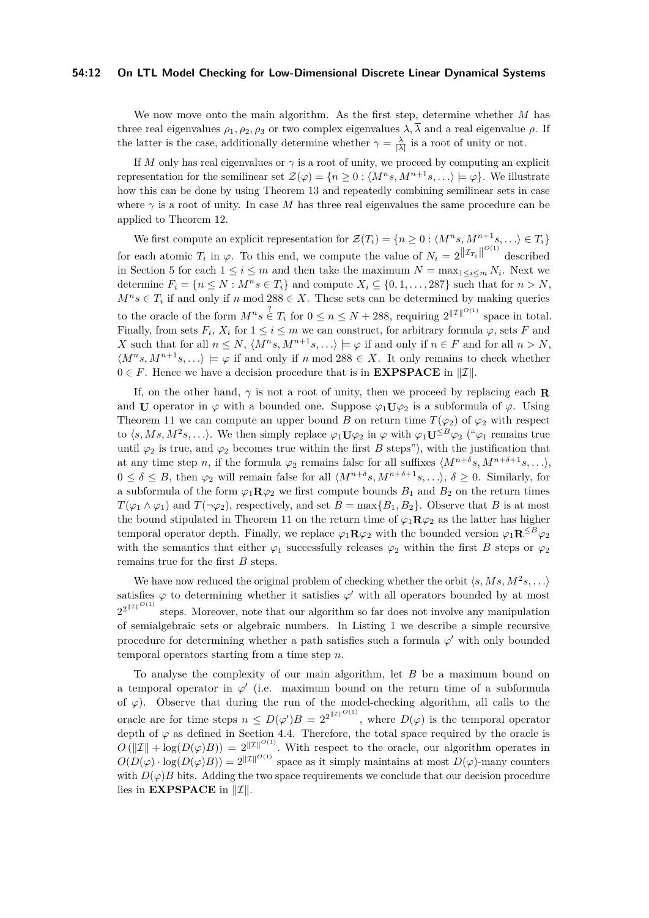We now move onto the main algorithm. As the first step, determine whether $M$ has three real eigenvalues $\rho_1, \rho_2, \rho_3$ or two complex eigenvalues $\lambda, \overline{\lambda}$ and a real eigenvalue $\rho$. If the latter is the case, additionally determine whether $\gamma = \frac{\lambda}{|\lambda|}$ is a root of unity or not.

If $M$ only has real eigenvalues or $\gamma$ is a root of unity, we proceed by computing an explicit representation for the semilinear set $\mathcal{Z}(\varphi) = \{n \geq 0 : \langle M^n s, M^{n+1}s, \ldots\rangle \models \varphi\}$. We illustrate how this can be done by using Theorem 13 and repeatedly combining semilinear sets in case where $\gamma$ is a root of unity. In case $M$ has three real eigenvalues the same procedure can be applied to Theorem 12.

We first compute an explicit representation for $\mathcal{Z}(T_i) = \{n \geq 0 : \langle M^n s, M^{n+1}s, \ldots\rangle \in T_i\}$ for each atomic $T_i$ in $\varphi$. To this end, we compute the value of $N_i = 2^{\|\mathcal{I}_{T_i}\|^{O(1)}}$ described in Section 5 for each $1 \leq i \leq m$ and then take the maximum $N = \max_{1 \leq i \leq m} N_i$. Next we determine $F_i = \{n \leq N : M^n s \in T_i\}$ and compute $X_i \subseteq \{0, 1, \ldots, 287\}$ such that for $n > N$, $M^n s \in T_i$ if and only if $n \bmod 288 \in X$. These sets can be determined by making queries to the oracle of the form $M^n s \overset{?}{\in} T_i$ for $0 \leq n \leq N + 288$, requiring $2^{\|\mathcal{I}\|^{O(1)}}$ space in total. Finally, from sets $F_i$, $X_i$ for $1 \leq i \leq m$ we can construct, for arbitrary formula $\varphi$, sets $F$ and $X$ such that for all $n \leq N$, $\langle M^n s, M^{n+1}s, \ldots\rangle \models \varphi$ if and only if $n \in F$ and for all $n > N$, $\langle M^n s, M^{n+1}s, \ldots\rangle \models \varphi$ if and only if $n \bmod 288 \in X$. It only remains to check whether $0 \in F$. Hence we have a decision procedure that is in **EXPSPACE** in $\|\mathcal{I}\|$.

If, on the other hand, $\gamma$ is not a root of unity, then we proceed by replacing each $\mathbf{R}$ and $\mathbf{U}$ operator in $\varphi$ with a bounded one. Suppose $\varphi_1 \mathbf{U} \varphi_2$ is a subformula of $\varphi$. Using Theorem 11 we can compute an upper bound $B$ on return time $T(\varphi_2)$ of $\varphi_2$ with respect to $\langle s, Ms, M^2 s, \ldots\rangle$. We then simply replace $\varphi_1 \mathbf{U} \varphi_2$ in $\varphi$ with $\varphi_1 \mathbf{U}^{\leq B} \varphi_2$ ("$\varphi_1$ remains true until $\varphi_2$ is true, and $\varphi_2$ becomes true within the first $B$ steps"), with the justification that at any time step $n$, if the formula $\varphi_2$ remains false for all suffixes $\langle M^{n+\delta}s, M^{n+\delta+1}s, \ldots\rangle$, $0 \leq \delta \leq B$, then $\varphi_2$ will remain false for all $\langle M^{n+\delta}s, M^{n+\delta+1}s, \ldots\rangle$, $\delta \geq 0$. Similarly, for a subformula of the form $\varphi_1 \mathbf{R} \varphi_2$ we first compute bounds $B_1$ and $B_2$ on the return times $T(\varphi_1 \wedge \varphi_1)$ and $T(\neg\varphi_2)$, respectively, and set $B = \max\{B_1, B_2\}$. Observe that $B$ is at most the bound stipulated in Theorem 11 on the return time of $\varphi_1 \mathbf{R} \varphi_2$ as the latter has higher temporal operator depth. Finally, we replace $\varphi_1 \mathbf{R} \varphi_2$ with the bounded version $\varphi_1 \mathbf{R}^{\leq B} \varphi_2$ with the semantics that either $\varphi_1$ successfully releases $\varphi_2$ within the first $B$ steps or $\varphi_2$ remains true for the first $B$ steps.

We have now reduced the original problem of checking whether the orbit $\langle s, Ms, M^2 s, \ldots\rangle$ satisfies $\varphi$ to determining whether it satisfies $\varphi'$ with all operators bounded by at most $2^{2^{\|\mathcal{I}\|^{O(1)}}}$ steps. Moreover, note that our algorithm so far does not involve any manipulation of semialgebraic sets or algebraic numbers. In Listing 1 we describe a simple recursive procedure for determining whether a path satisfies such a formula $\varphi'$ with only bounded temporal operators starting from a time step $n$.

To analyse the complexity of our main algorithm, let $B$ be a maximum bound on a temporal operator in $\varphi'$ (i.e. maximum bound on the return time of a subformula of $\varphi$). Observe that during the run of the model-checking algorithm, all calls to the oracle are for time steps $n \leq D(\varphi')B = 2^{2^{\|\mathcal{I}\|^{O(1)}}}$, where $D(\varphi)$ is the temporal operator depth of $\varphi$ as defined in Section 4.4. Therefore, the total space required by the oracle is $O(\|\mathcal{I}\| + \log(D(\varphi)B)) = 2^{\|\mathcal{I}\|^{O(1)}}$. With respect to the oracle, our algorithm operates in $O(D(\varphi) \cdot \log(D(\varphi)B)) = 2^{\|\mathcal{I}\|^{O(1)}}$ space as it simply maintains at most $D(\varphi)$-many counters with $D(\varphi)B$ bits. Adding the two space requirements we conclude that our decision procedure lies in **EXPSPACE** in $\|\mathcal{I}\|$.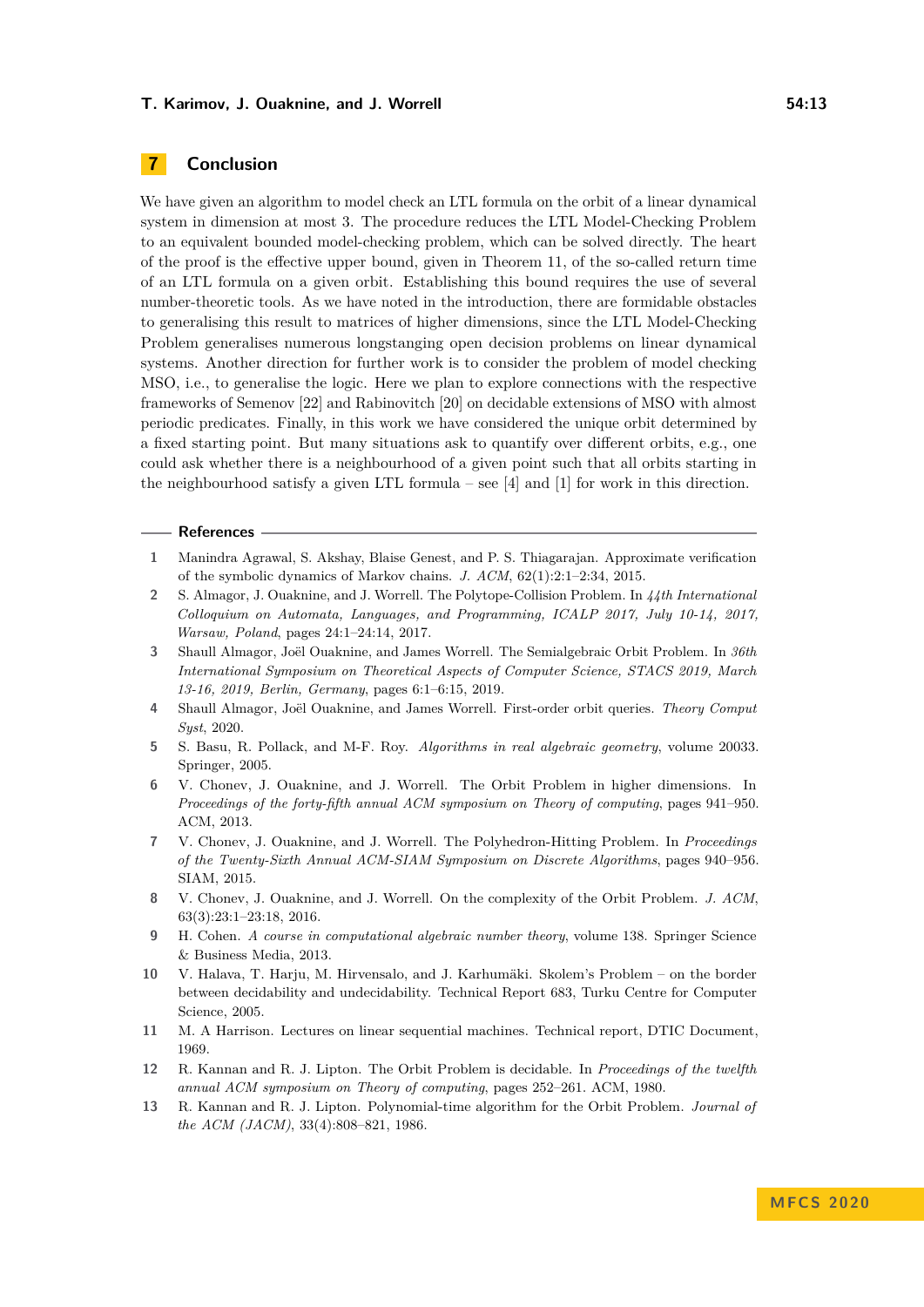## 7 Conclusion

We have given an algorithm to model check an LTL formula on the orbit of a linear dynamical system in dimension at most 3. The procedure reduces the LTL Model-Checking Problem to an equivalent bounded model-checking problem, which can be solved directly. The heart of the proof is the effective upper bound, given in Theorem 11, of the so-called return time of an LTL formula on a given orbit. Establishing this bound requires the use of several number-theoretic tools. As we have noted in the introduction, there are formidable obstacles to generalising this result to matrices of higher dimensions, since the LTL Model-Checking Problem generalises numerous longstanging open decision problems on linear dynamical systems. Another direction for further work is to consider the problem of model checking MSO, i.e., to generalise the logic. Here we plan to explore connections with the respective frameworks of Semenov [22] and Rabinovitch [20] on decidable extensions of MSO with almost periodic predicates. Finally, in this work we have considered the unique orbit determined by a fixed starting point. But many situations ask to quantify over different orbits, e.g., one could ask whether there is a neighbourhood of a given point such that all orbits starting in the neighbourhood satisfy a given LTL formula – see [4] and [1] for work in this direction.

### References

1. Manindra Agrawal, S. Akshay, Blaise Genest, and P. S. Thiagarajan. Approximate verification of the symbolic dynamics of Markov chains. *J. ACM*, 62(1):2:1–2:34, 2015.
2. S. Almagor, J. Ouaknine, and J. Worrell. The Polytope-Collision Problem. In *44th International Colloquium on Automata, Languages, and Programming, ICALP 2017, July 10-14, 2017, Warsaw, Poland*, pages 24:1–24:14, 2017.
3. Shaull Almagor, Joël Ouaknine, and James Worrell. The Semialgebraic Orbit Problem. In *36th International Symposium on Theoretical Aspects of Computer Science, STACS 2019, March 13-16, 2019, Berlin, Germany*, pages 6:1–6:15, 2019.
4. Shaull Almagor, Joël Ouaknine, and James Worrell. First-order orbit queries. *Theory Comput Syst*, 2020.
5. S. Basu, R. Pollack, and M-F. Roy. *Algorithms in real algebraic geometry*, volume 20033. Springer, 2005.
6. V. Chonev, J. Ouaknine, and J. Worrell. The Orbit Problem in higher dimensions. In *Proceedings of the forty-fifth annual ACM symposium on Theory of computing*, pages 941–950. ACM, 2013.
7. V. Chonev, J. Ouaknine, and J. Worrell. The Polyhedron-Hitting Problem. In *Proceedings of the Twenty-Sixth Annual ACM-SIAM Symposium on Discrete Algorithms*, pages 940–956. SIAM, 2015.
8. V. Chonev, J. Ouaknine, and J. Worrell. On the complexity of the Orbit Problem. *J. ACM*, 63(3):23:1–23:18, 2016.
9. H. Cohen. *A course in computational algebraic number theory*, volume 138. Springer Science & Business Media, 2013.
10. V. Halava, T. Harju, M. Hirvensalo, and J. Karhumäki. Skolem's Problem – on the border between decidability and undecidability. Technical Report 683, Turku Centre for Computer Science, 2005.
11. M. A Harrison. Lectures on linear sequential machines. Technical report, DTIC Document, 1969.
12. R. Kannan and R. J. Lipton. The Orbit Problem is decidable. In *Proceedings of the twelfth annual ACM symposium on Theory of computing*, pages 252–261. ACM, 1980.
13. R. Kannan and R. J. Lipton. Polynomial-time algorithm for the Orbit Problem. *Journal of the ACM (JACM)*, 33(4):808–821, 1986.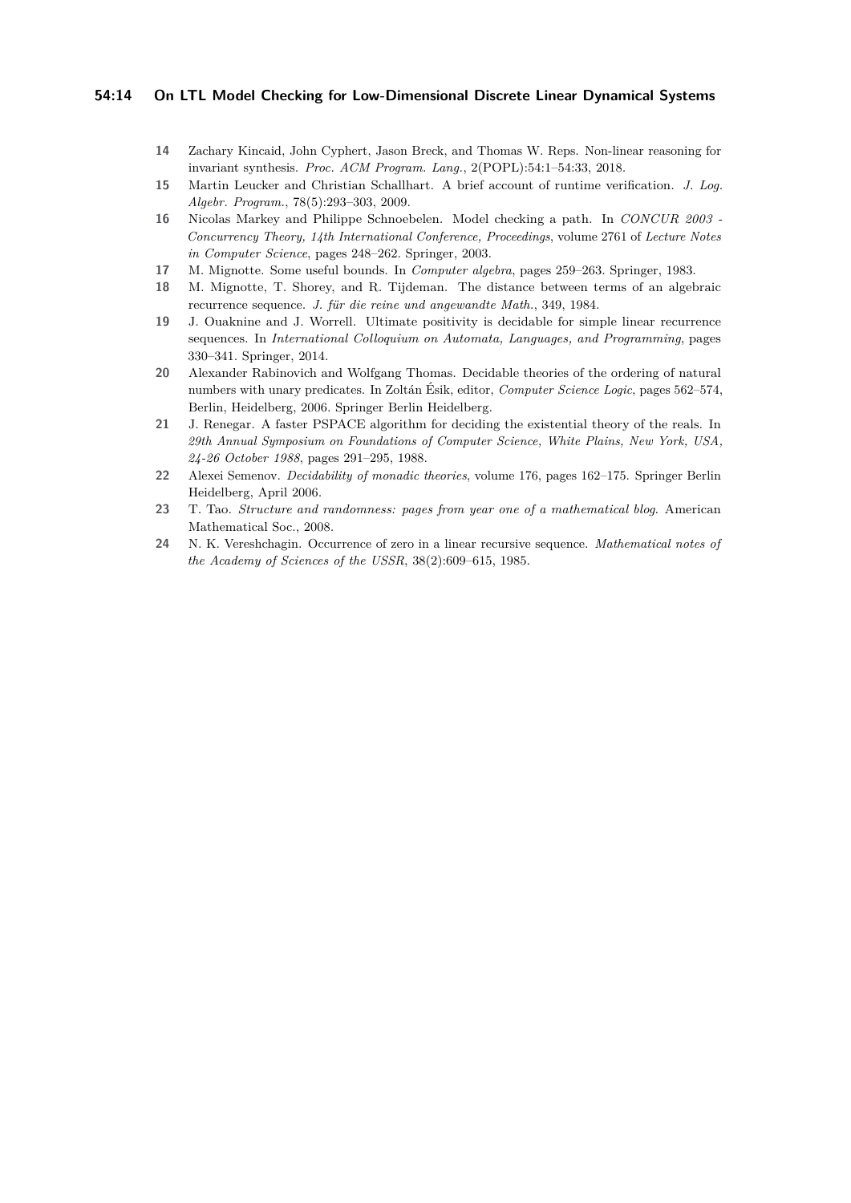14 Zachary Kincaid, John Cyphert, Jason Breck, and Thomas W. Reps. Non-linear reasoning for invariant synthesis. *Proc. ACM Program. Lang.*, 2(POPL):54:1–54:33, 2018.

15 Martin Leucker and Christian Schallhart. A brief account of runtime verification. *J. Log. Algebr. Program.*, 78(5):293–303, 2009.

16 Nicolas Markey and Philippe Schnoebelen. Model checking a path. In *CONCUR 2003 - Concurrency Theory, 14th International Conference, Proceedings*, volume 2761 of *Lecture Notes in Computer Science*, pages 248–262. Springer, 2003.

17 M. Mignotte. Some useful bounds. In *Computer algebra*, pages 259–263. Springer, 1983.

18 M. Mignotte, T. Shorey, and R. Tijdeman. The distance between terms of an algebraic recurrence sequence. *J. für die reine und angewandte Math.*, 349, 1984.

19 J. Ouaknine and J. Worrell. Ultimate positivity is decidable for simple linear recurrence sequences. In *International Colloquium on Automata, Languages, and Programming*, pages 330–341. Springer, 2014.

20 Alexander Rabinovich and Wolfgang Thomas. Decidable theories of the ordering of natural numbers with unary predicates. In Zoltán Ésik, editor, *Computer Science Logic*, pages 562–574, Berlin, Heidelberg, 2006. Springer Berlin Heidelberg.

21 J. Renegar. A faster PSPACE algorithm for deciding the existential theory of the reals. In *29th Annual Symposium on Foundations of Computer Science, White Plains, New York, USA, 24-26 October 1988*, pages 291–295, 1988.

22 Alexei Semenov. *Decidability of monadic theories*, volume 176, pages 162–175. Springer Berlin Heidelberg, April 2006.

23 T. Tao. *Structure and randomness: pages from year one of a mathematical blog*. American Mathematical Soc., 2008.

24 N. K. Vereshchagin. Occurrence of zero in a linear recursive sequence. *Mathematical notes of the Academy of Sciences of the USSR*, 38(2):609–615, 1985.